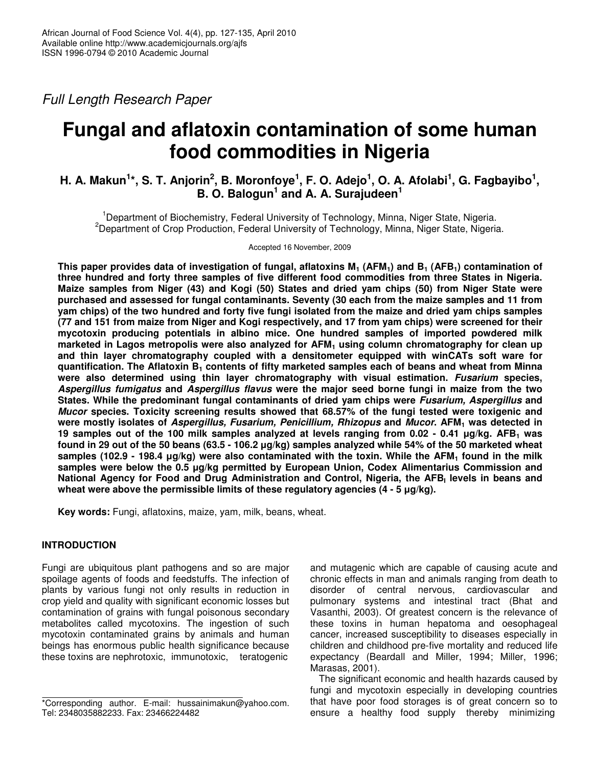*Full Length Research Paper*

# Fungal and aflatoxin contamination of some human food commodities in Nigeria

**H. A. Makun[1]*, S. T. Anjorin[2], B. Moronfoye[1], F. O. Adejo[1], O. A. Afolabi[1], G. Fagbayibo[1], B. O. Balogun[1] and A. A. Surajudeen[1]**

[1]Department of Biochemistry, Federal University of Technology, Minna, Niger State, Nigeria.
[2]Department of Crop Production, Federal University of Technology, Minna, Niger State, Nigeria.

Accepted 16 November, 2009

**This paper provides data of investigation of fungal, aflatoxins $M_1$ ($AFM_1$) and $B_1$ ($AFB_1$) contamination of three hundred and forty three samples of five different food commodities from three States in Nigeria. Maize samples from Niger (43) and Kogi (50) States and dried yam chips (50) from Niger State were purchased and assessed for fungal contaminants. Seventy (30 each from the maize samples and 11 from yam chips) of the two hundred and forty five fungi isolated from the maize and dried yam chips samples (77 and 151 from maize from Niger and Kogi respectively, and 17 from yam chips) were screened for their mycotoxin producing potentials in albino mice. One hundred samples of imported powdered milk marketed in Lagos metropolis were also analyzed for $AFM_1$ using column chromatography for clean up and thin layer chromatography coupled with a densitometer equipped with winCATs soft ware for quantification. The Aflatoxin $B_1$ contents of fifty marketed samples each of beans and wheat from Minna were also determined using thin layer chromatography with visual estimation. *Fusarium* species, *Aspergillus fumigatus* and *Aspergillus flavus* were the major seed borne fungi in maize from the two States. While the predominant fungal contaminants of dried yam chips were *Fusarium, Aspergillus* and *Mucor* species. Toxicity screening results showed that 68.57% of the fungi tested were toxigenic and were mostly isolates of *Aspergillus, Fusarium, Penicillium, Rhizopus* and *Mucor*. $AFM_1$ was detected in 19 samples out of the 100 milk samples analyzed at levels ranging from 0.02 - 0.41 µg/kg. $AFB_1$ was found in 29 out of the 50 beans (63.5 - 106.2 µg/kg) samples analyzed while 54% of the 50 marketed wheat samples (102.9 - 198.4 µg/kg) were also contaminated with the toxin. While the $AFM_1$ found in the milk samples were below the 0.5 µg/kg permitted by European Union, Codex Alimentarius Commission and National Agency for Food and Drug Administration and Control, Nigeria, the $AFB_l$ levels in beans and wheat were above the permissible limits of these regulatory agencies (4 - 5 µg/kg).**

**Key words:** Fungi, aflatoxins, maize, yam, milk, beans, wheat.

## INTRODUCTION

Fungi are ubiquitous plant pathogens and so are major spoilage agents of foods and feedstuffs. The infection of plants by various fungi not only results in reduction in crop yield and quality with significant economic losses but contamination of grains with fungal poisonous secondary metabolites called mycotoxins. The ingestion of such mycotoxin contaminated grains by animals and human beings has enormous public health significance because these toxins are nephrotoxic, immunotoxic, teratogenic and mutagenic which are capable of causing acute and chronic effects in man and animals ranging from death to disorder of central nervous, cardiovascular and pulmonary systems and intestinal tract (Bhat and Vasanthi, 2003). Of greatest concern is the relevance of these toxins in human hepatoma and oesophageal cancer, increased susceptibility to diseases especially in children and childhood pre-five mortality and reduced life expectancy (Beardall and Miller, 1994; Miller, 1996; Marasas, 2001).

The significant economic and health hazards caused by fungi and mycotoxin especially in developing countries that have poor food storages is of great concern so to ensure a healthy food supply thereby minimizing

*Corresponding author. E-mail: hussainimakun@yahoo.com. Tel: 2348035882233. Fax: 23466224482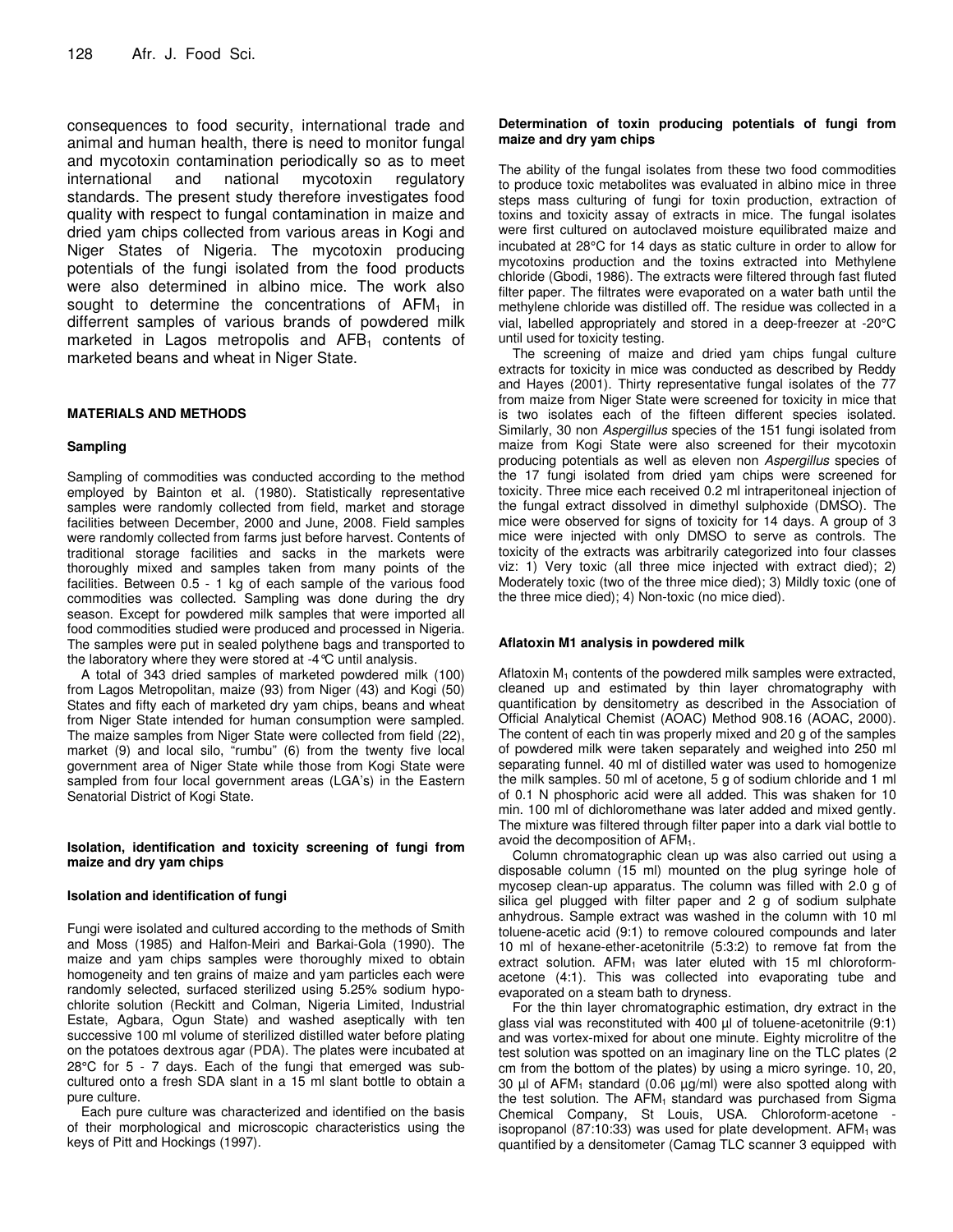consequences to food security, international trade and animal and human health, there is need to monitor fungal and mycotoxin contamination periodically so as to meet international and national mycotoxin regulatory standards. The present study therefore investigates food quality with respect to fungal contamination in maize and dried yam chips collected from various areas in Kogi and Niger States of Nigeria. The mycotoxin producing potentials of the fungi isolated from the food products were also determined in albino mice. The work also sought to determine the concentrations of $AFM_1$ in differrent samples of various brands of powdered milk marketed in Lagos metropolis and $AFB_1$ contents of marketed beans and wheat in Niger State.

## MATERIALS AND METHODS

### Sampling

Sampling of commodities was conducted according to the method employed by Bainton et al. (1980). Statistically representative samples were randomly collected from field, market and storage facilities between December, 2000 and June, 2008. Field samples were randomly collected from farms just before harvest. Contents of traditional storage facilities and sacks in the markets were thoroughly mixed and samples taken from many points of the facilities. Between 0.5 - 1 kg of each sample of the various food commodities was collected. Sampling was done during the dry season. Except for powdered milk samples that were imported all food commodities studied were produced and processed in Nigeria. The samples were put in sealed polythene bags and transported to the laboratory where they were stored at -4°C until analysis.

A total of 343 dried samples of marketed powdered milk (100) from Lagos Metropolitan, maize (93) from Niger (43) and Kogi (50) States and fifty each of marketed dry yam chips, beans and wheat from Niger State intended for human consumption were sampled. The maize samples from Niger State were collected from field (22), market (9) and local silo, "rumbu" (6) from the twenty five local government area of Niger State while those from Kogi State were sampled from four local government areas (LGA's) in the Eastern Senatorial District of Kogi State.

### Isolation, identification and toxicity screening of fungi from maize and dry yam chips

#### Isolation and identification of fungi

Fungi were isolated and cultured according to the methods of Smith and Moss (1985) and Halfon-Meiri and Barkai-Gola (1990). The maize and yam chips samples were thoroughly mixed to obtain homogeneity and ten grains of maize and yam particles each were randomly selected, surfaced sterilized using 5.25% sodium hypochlorite solution (Reckitt and Colman, Nigeria Limited, Industrial Estate, Agbara, Ogun State) and washed aseptically with ten successive 100 ml volume of sterilized distilled water before plating on the potatoes dextrous agar (PDA). The plates were incubated at 28°C for 5 - 7 days. Each of the fungi that emerged was sub-cultured onto a fresh SDA slant in a 15 ml slant bottle to obtain a pure culture.

Each pure culture was characterized and identified on the basis of their morphological and microscopic characteristics using the keys of Pitt and Hockings (1997).

#### Determination of toxin producing potentials of fungi from maize and dry yam chips

The ability of the fungal isolates from these two food commodities to produce toxic metabolites was evaluated in albino mice in three steps mass culturing of fungi for toxin production, extraction of toxins and toxicity assay of extracts in mice. The fungal isolates were first cultured on autoclaved moisture equilibrated maize and incubated at 28°C for 14 days as static culture in order to allow for mycotoxins production and the toxins extracted into Methylene chloride (Gbodi, 1986). The extracts were filtered through fast fluted filter paper. The filtrates were evaporated on a water bath until the methylene chloride was distilled off. The residue was collected in a vial, labelled appropriately and stored in a deep-freezer at -20°C until used for toxicity testing.

The screening of maize and dried yam chips fungal culture extracts for toxicity in mice was conducted as described by Reddy and Hayes (2001). Thirty representative fungal isolates of the 77 from maize from Niger State were screened for toxicity in mice that is two isolates each of the fifteen different species isolated. Similarly, 30 non *Aspergillus* species of the 151 fungi isolated from maize from Kogi State were also screened for their mycotoxin producing potentials as well as eleven non *Aspergillus* species of the 17 fungi isolated from dried yam chips were screened for toxicity. Three mice each received 0.2 ml intraperitoneal injection of the fungal extract dissolved in dimethyl sulphoxide (DMSO). The mice were observed for signs of toxicity for 14 days. A group of 3 mice were injected with only DMSO to serve as controls. The toxicity of the extracts was arbitrarily categorized into four classes viz: 1) Very toxic (all three mice injected with extract died); 2) Moderately toxic (two of the three mice died); 3) Mildly toxic (one of the three mice died); 4) Non-toxic (no mice died).

### Aflatoxin M1 analysis in powdered milk

Aflatoxin $M_1$ contents of the powdered milk samples were extracted, cleaned up and estimated by thin layer chromatography with quantification by densitometry as described in the Association of Official Analytical Chemist (AOAC) Method 908.16 (AOAC, 2000). The content of each tin was properly mixed and 20 g of the samples of powdered milk were taken separately and weighed into 250 ml separating funnel. 40 ml of distilled water was used to homogenize the milk samples. 50 ml of acetone, 5 g of sodium chloride and 1 ml of 0.1 N phosphoric acid were all added. This was shaken for 10 min. 100 ml of dichloromethane was later added and mixed gently. The mixture was filtered through filter paper into a dark vial bottle to avoid the decomposition of $AFM_1$.

Column chromatographic clean up was also carried out using a disposable column (15 ml) mounted on the plug syringe hole of mycosep clean-up apparatus. The column was filled with 2.0 g of silica gel plugged with filter paper and 2 g of sodium sulphate anhydrous. Sample extract was washed in the column with 10 ml toluene-acetic acid (9:1) to remove coloured compounds and later 10 ml of hexane-ether-acetonitrile (5:3:2) to remove fat from the extract solution. $AFM_1$ was later eluted with 15 ml chloroform-acetone (4:1). This was collected into evaporating tube and evaporated on a steam bath to dryness.

For the thin layer chromatographic estimation, dry extract in the glass vial was reconstituted with 400 µl of toluene-acetonitrile (9:1) and was vortex-mixed for about one minute. Eighty microlitre of the test solution was spotted on an imaginary line on the TLC plates (2 cm from the bottom of the plates) by using a micro syringe. 10, 20, 30 µl of $AFM_1$ standard (0.06 µg/ml) were also spotted along with the test solution. The $AFM_1$ standard was purchased from Sigma Chemical Company, St Louis, USA. Chloroform-acetone - isopropanol (87:10:33) was used for plate development. $AFM_1$ was quantified by a densitometer (Camag TLC scanner 3 equipped with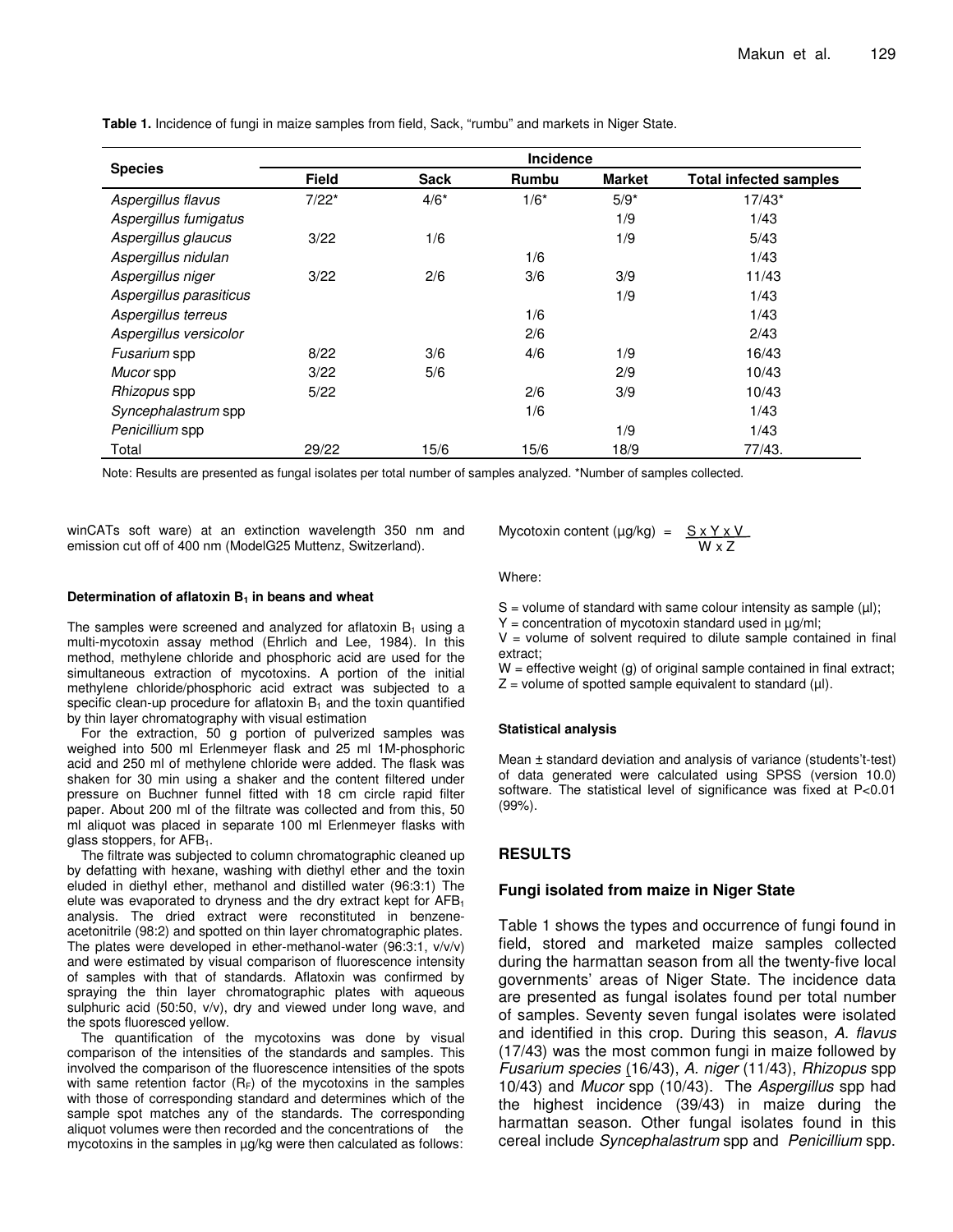**Table 1.** Incidence of fungi in maize samples from field, Sack, "rumbu" and markets in Niger State.

| Species | Incidence | | | | |
|---|---|---|---|---|---|
| | Field | Sack | Rumbu | Market | Total infected samples |
| *Aspergillus flavus* | 7/22* | 4/6* | 1/6* | 5/9* | 17/43* |
| *Aspergillus fumigatus* | | | | 1/9 | 1/43 |
| *Aspergillus glaucus* | 3/22 | 1/6 | | 1/9 | 5/43 |
| *Aspergillus nidulan* | | | 1/6 | | 1/43 |
| *Aspergillus niger* | 3/22 | 2/6 | 3/6 | 3/9 | 11/43 |
| *Aspergillus parasiticus* | | | | 1/9 | 1/43 |
| *Aspergillus terreus* | | | 1/6 | | 1/43 |
| *Aspergillus versicolor* | | | 2/6 | | 2/43 |
| *Fusarium* spp | 8/22 | 3/6 | 4/6 | 1/9 | 16/43 |
| *Mucor* spp | 3/22 | 5/6 | | 2/9 | 10/43 |
| *Rhizopus* spp | 5/22 | | 2/6 | 3/9 | 10/43 |
| *Syncephalastrum* spp | | | 1/6 | | 1/43 |
| *Penicillium* spp | | | | 1/9 | 1/43 |
| Total | 29/22 | 15/6 | 15/6 | 18/9 | 77/43. |

Note: Results are presented as fungal isolates per total number of samples analyzed. *Number of samples collected.

winCATs soft ware) at an extinction wavelength 350 nm and emission cut off of 400 nm (ModelG25 Muttenz, Switzerland).

#### Determination of aflatoxin $B_1$ in beans and wheat

The samples were screened and analyzed for aflatoxin $B_1$ using a multi-mycotoxin assay method (Ehrlich and Lee, 1984). In this method, methylene chloride and phosphoric acid are used for the simultaneous extraction of mycotoxins. A portion of the initial methylene chloride/phosphoric acid extract was subjected to a specific clean-up procedure for aflatoxin $B_1$ and the toxin quantified by thin layer chromatography with visual estimation

For the extraction, 50 g portion of pulverized samples was weighed into 500 ml Erlenmeyer flask and 25 ml 1M-phosphoric acid and 250 ml of methylene chloride were added. The flask was shaken for 30 min using a shaker and the content filtered under pressure on Buchner funnel fitted with 18 cm circle rapid filter paper. About 200 ml of the filtrate was collected and from this, 50 ml aliquot was placed in separate 100 ml Erlenmeyer flasks with glass stoppers, for $AFB_1$.

The filtrate was subjected to column chromatographic cleaned up by defatting with hexane, washing with diethyl ether and the toxin eluded in diethyl ether, methanol and distilled water (96:3:1) The elute was evaporated to dryness and the dry extract kept for $AFB_1$ analysis. The dried extract were reconstituted in benzene-acetonitrile (98:2) and spotted on thin layer chromatographic plates. The plates were developed in ether-methanol-water (96:3:1, v/v/v) and were estimated by visual comparison of fluorescence intensity of samples with that of standards. Aflatoxin was confirmed by spraying the thin layer chromatographic plates with aqueous sulphuric acid (50:50, v/v), dry and viewed under long wave, and the spots fluoresced yellow.

The quantification of the mycotoxins was done by visual comparison of the intensities of the standards and samples. This involved the comparison of the fluorescence intensities of the spots with same retention factor ($R_F$) of the mycotoxins in the samples with those of corresponding standard and determines which of the sample spot matches any of the standards. The corresponding aliquot volumes were then recorded and the concentrations of the mycotoxins in the samples in µg/kg were then calculated as follows:

$$\text{Mycotoxin content (µg/kg)} = \frac{S \times Y \times V}{W \times Z}$$

Where:

S = volume of standard with same colour intensity as sample (µl);
Y = concentration of mycotoxin standard used in µg/ml;
V = volume of solvent required to dilute sample contained in final extract;
W = effective weight (g) of original sample contained in final extract;
Z = volume of spotted sample equivalent to standard (µl).

#### Statistical analysis

Mean ± standard deviation and analysis of variance (students't-test) of data generated were calculated using SPSS (version 10.0) software. The statistical level of significance was fixed at $P<0.01$ (99%).

## RESULTS

### Fungi isolated from maize in Niger State

Table 1 shows the types and occurrence of fungi found in field, stored and marketed maize samples collected during the harmattan season from all the twenty-five local governments' areas of Niger State. The incidence data are presented as fungal isolates found per total number of samples. Seventy seven fungal isolates were isolated and identified in this crop. During this season, *A. flavus* (17/43) was the most common fungi in maize followed by *Fusarium species* (16/43), *A. niger* (11/43), *Rhizopus* spp 10/43) and *Mucor* spp (10/43). The *Aspergillus* spp had the highest incidence (39/43) in maize during the harmattan season. Other fungal isolates found in this cereal include *Syncephalastrum* spp and *Penicillium* spp.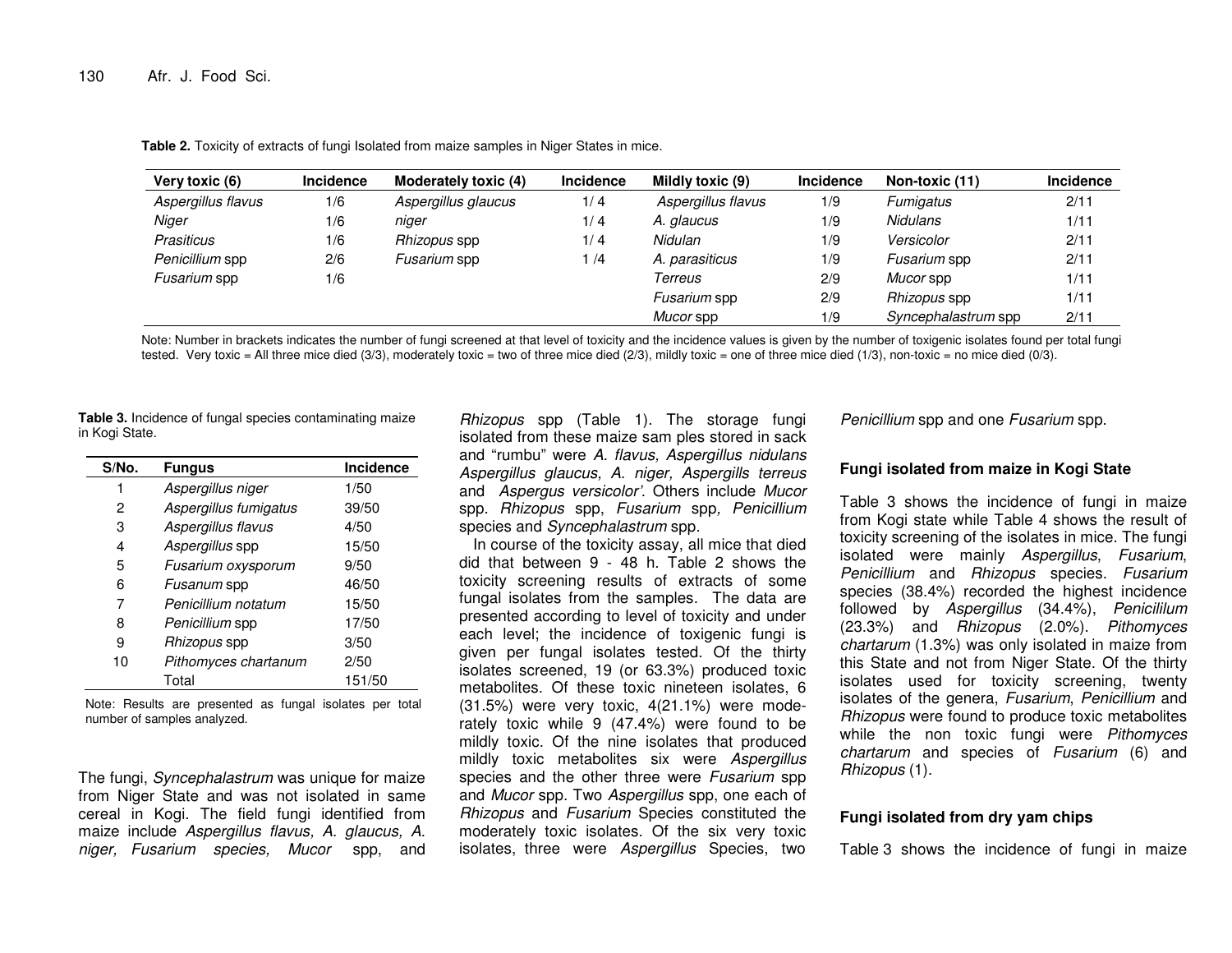**Table 2.** Toxicity of extracts of fungi Isolated from maize samples in Niger States in mice.

| Very toxic (6) | Incidence | Moderately toxic (4) | Incidence | Mildly toxic (9) | Incidence | Non-toxic (11) | Incidence |
|---|---|---|---|---|---|---|---|
| *Aspergillus flavus* | 1/6 | *Aspergillus glaucus* | 1/ 4 | *Aspergillus flavus* | 1/9 | *Fumigatus* | 2/11 |
| *Niger* | 1/6 | *niger* | 1/ 4 | *A. glaucus* | 1/9 | *Nidulans* | 1/11 |
| *Prasiticus* | 1/6 | *Rhizopus* spp | 1/ 4 | *Nidulan* | 1/9 | *Versicolor* | 2/11 |
| *Penicillium* spp | 2/6 | *Fusarium* spp | 1 /4 | *A. parasiticus* | 1/9 | *Fusarium* spp | 2/11 |
| *Fusarium* spp | 1/6 | | | *Terreus* | 2/9 | *Mucor* spp | 1/11 |
| | | | | *Fusarium* spp | 2/9 | *Rhizopus* spp | 1/11 |
| | | | | *Mucor* spp | 1/9 | *Syncephalastrum* spp | 2/11 |

Note: Number in brackets indicates the number of fungi screened at that level of toxicity and the incidence values is given by the number of toxigenic isolates found per total fungi tested. Very toxic = All three mice died (3/3), moderately toxic = two of three mice died (2/3), mildly toxic = one of three mice died (1/3), non-toxic = no mice died (0/3).

**Table 3.** Incidence of fungal species contaminating maize in Kogi State.

| S/No. | Fungus | Incidence |
|---|---|---|
| 1 | *Aspergillus niger* | 1/50 |
| 2 | *Aspergillus fumigatus* | 39/50 |
| 3 | *Aspergillus flavus* | 4/50 |
| 4 | *Aspergillus* spp | 15/50 |
| 5 | *Fusarium oxysporum* | 9/50 |
| 6 | *Fusanum* spp | 46/50 |
| 7 | *Penicillium notatum* | 15/50 |
| 8 | *Penicillium* spp | 17/50 |
| 9 | *Rhizopus* spp | 3/50 |
| 10 | *Pithomyces chartanum* | 2/50 |
| | Total | 151/50 |

Note: Results are presented as fungal isolates per total number of samples analyzed.

The fungi, *Syncephalastrum* was unique for maize from Niger State and was not isolated in same cereal in Kogi. The field fungi identified from maize include *Aspergillus flavus, A. glaucus, A. niger, Fusarium species, Mucor* spp, and *Rhizopus* spp (Table 1). The storage fungi isolated from these maize sam ples stored in sack and "rumbu" were *A. flavus, Aspergillus nidulans Aspergillus glaucus, A. niger, Aspergills terreus* and *Aspergus versicolor'*. Others include *Mucor* spp. *Rhizopus* spp, *Fusarium* spp, *Penicillium* species and *Syncephalastrum* spp.

In course of the toxicity assay, all mice that died did that between 9 - 48 h. Table 2 shows the toxicity screening results of extracts of some fungal isolates from the samples. The data are presented according to level of toxicity and under each level; the incidence of toxigenic fungi is given per fungal isolates tested. Of the thirty isolates screened, 19 (or 63.3%) produced toxic metabolites. Of these toxic nineteen isolates, 6 (31.5%) were very toxic, 4(21.1%) were moderately toxic while 9 (47.4%) were found to be mildly toxic. Of the nine isolates that produced mildly toxic metabolites six were *Aspergillus* species and the other three were *Fusarium* spp and *Mucor* spp. Two *Aspergillus* spp, one each of *Rhizopus* and *Fusarium* Species constituted the moderately toxic isolates. Of the six very toxic isolates, three were *Aspergillus* Species, two *Penicillium* spp and one *Fusarium* spp.

### Fungi isolated from maize in Kogi State

Table 3 shows the incidence of fungi in maize from Kogi state while Table 4 shows the result of toxicity screening of the isolates in mice. The fungi isolated were mainly *Aspergillus*, *Fusarium*, *Penicillium* and *Rhizopus* species. *Fusarium* species (38.4%) recorded the highest incidence followed by *Aspergillus* (34.4%), *Penicililum* (23.3%) and *Rhizopus* (2.0%). *Pithomyces chartarum* (1.3%) was only isolated in maize from this State and not from Niger State. Of the thirty isolates used for toxicity screening, twenty isolates of the genera, *Fusarium*, *Penicillium* and *Rhizopus* were found to produce toxic metabolites while the non toxic fungi were *Pithomyces chartarum* and species of *Fusarium* (6) and *Rhizopus* (1).

### Fungi isolated from dry yam chips

Table 3 shows the incidence of fungi in maize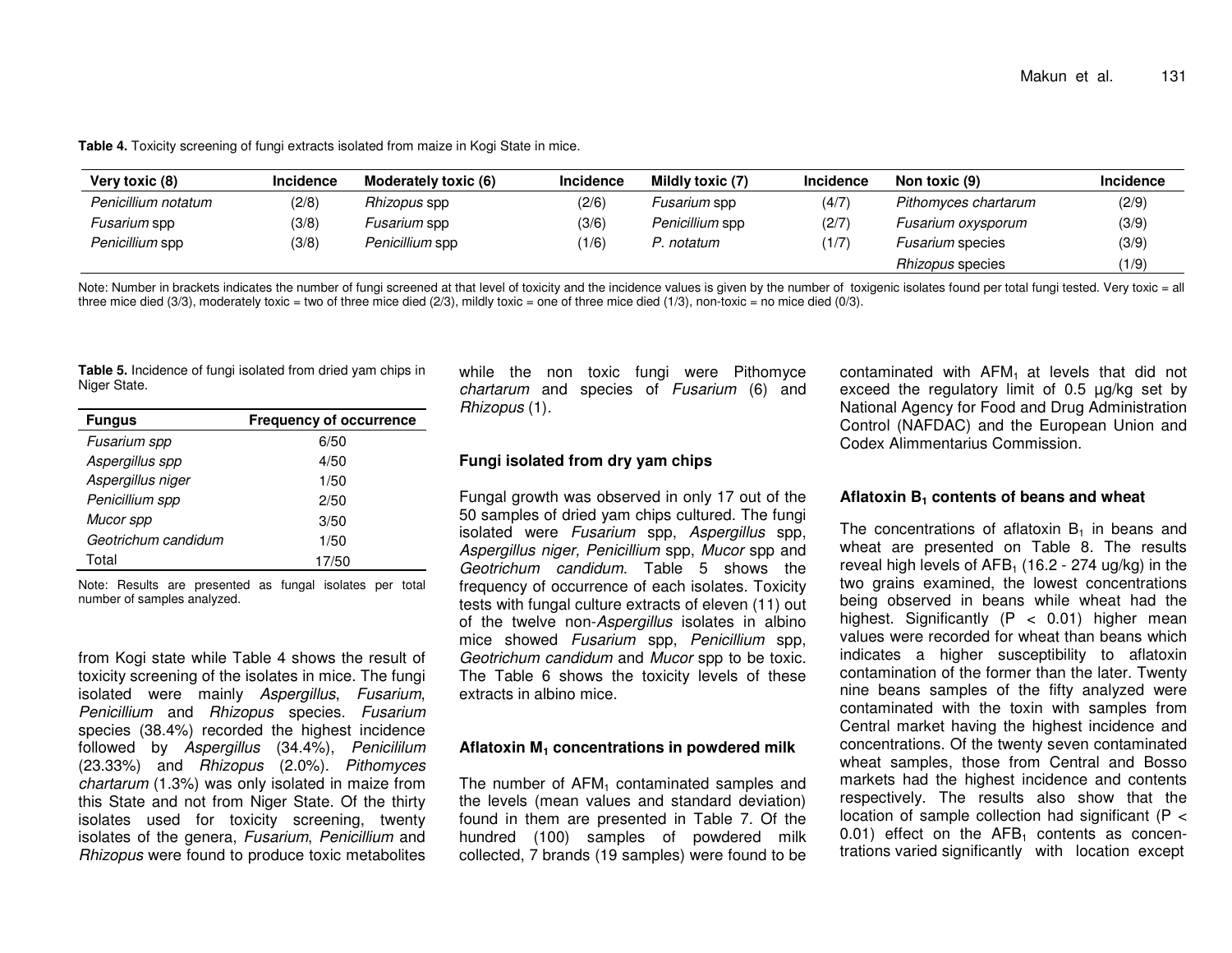**Table 4.** Toxicity screening of fungi extracts isolated from maize in Kogi State in mice.

| Very toxic (8) | Incidence | Moderately toxic (6) | Incidence | Mildly toxic (7) | Incidence | Non toxic (9) | Incidence |
|---|---|---|---|---|---|---|---|
| *Penicillium notatum* | (2/8) | *Rhizopus* spp | (2/6) | *Fusarium* spp | (4/7) | *Pithomyces chartarum* | (2/9) |
| *Fusarium* spp | (3/8) | *Fusarium* spp | (3/6) | *Penicillium* spp | (2/7) | *Fusarium oxysporum* | (3/9) |
| *Penicillium* spp | (3/8) | *Penicillium* spp | (1/6) | *P. notatum* | (1/7) | *Fusarium* species | (3/9) |
| | | | | | | *Rhizopus* species | (1/9) |

Note: Number in brackets indicates the number of fungi screened at that level of toxicity and the incidence values is given by the number of toxigenic isolates found per total fungi tested. Very toxic = all three mice died (3/3), moderately toxic = two of three mice died (2/3), mildly toxic = one of three mice died (1/3), non-toxic = no mice died (0/3).

**Table 5.** Incidence of fungi isolated from dried yam chips in Niger State.

| Fungus | Frequency of occurrence |
|---|---|
| *Fusarium spp* | 6/50 |
| *Aspergillus spp* | 4/50 |
| *Aspergillus niger* | 1/50 |
| *Penicillium spp* | 2/50 |
| *Mucor spp* | 3/50 |
| *Geotrichum candidum* | 1/50 |
| Total | 17/50 |

Note: Results are presented as fungal isolates per total number of samples analyzed.

from Kogi state while Table 4 shows the result of toxicity screening of the isolates in mice. The fungi isolated were mainly *Aspergillus*, *Fusarium*, *Penicillium* and *Rhizopus* species. *Fusarium* species (38.4%) recorded the highest incidence followed by *Aspergillus* (34.4%), *Penicililum* (23.33%) and *Rhizopus* (2.0%). *Pithomyces chartarum* (1.3%) was only isolated in maize from this State and not from Niger State. Of the thirty isolates used for toxicity screening, twenty isolates of the genera, *Fusarium*, *Penicillium* and *Rhizopus* were found to produce toxic metabolites while the non toxic fungi were Pithomyce *chartarum* and species of *Fusarium* (6) and *Rhizopus* (1).

## Fungi isolated from dry yam chips

Fungal growth was observed in only 17 out of the 50 samples of dried yam chips cultured. The fungi isolated were *Fusarium* spp, *Aspergillus* spp, *Aspergillus niger, Penicillium* spp, *Mucor* spp and *Geotrichum candidum*. Table 5 shows the frequency of occurrence of each isolates. Toxicity tests with fungal culture extracts of eleven (11) out of the twelve non-*Aspergillus* isolates in albino mice showed *Fusarium* spp, *Penicillium* spp, *Geotrichum candidum* and *Mucor* spp to be toxic. The Table 6 shows the toxicity levels of these extracts in albino mice.

## Aflatoxin $M_1$ concentrations in powdered milk

The number of $AFM_1$ contaminated samples and the levels (mean values and standard deviation) found in them are presented in Table 7. Of the hundred (100) samples of powdered milk collected, 7 brands (19 samples) were found to be contaminated with $AFM_1$ at levels that did not exceed the regulatory limit of 0.5 µg/kg set by National Agency for Food and Drug Administration Control (NAFDAC) and the European Union and Codex Alimmentarius Commission.

## Aflatoxin $B_1$ contents of beans and wheat

The concentrations of aflatoxin $B_1$ in beans and wheat are presented on Table 8. The results reveal high levels of $AFB_1$ (16.2 - 274 ug/kg) in the two grains examined, the lowest concentrations being observed in beans while wheat had the highest. Significantly ($P < 0.01$) higher mean values were recorded for wheat than beans which indicates a higher susceptibility to aflatoxin contamination of the former than the later. Twenty nine beans samples of the fifty analyzed were contaminated with the toxin with samples from Central market having the highest incidence and concentrations. Of the twenty seven contaminated wheat samples, those from Central and Bosso markets had the highest incidence and contents respectively. The results also show that the location of sample collection had significant ($P < 0.01$) effect on the $AFB_1$ contents as concentrations varied significantly with location except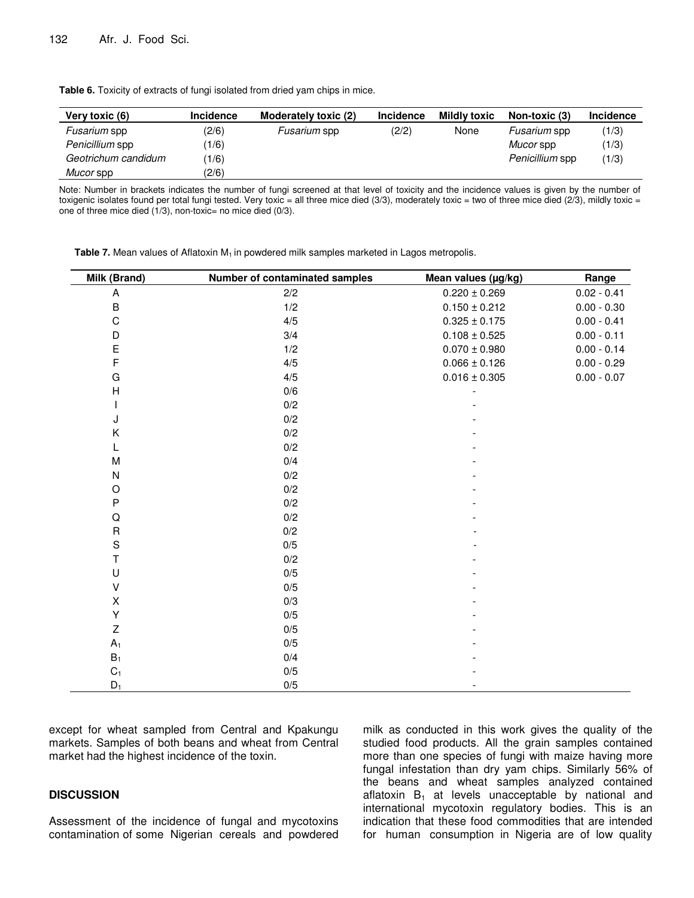**Table 6.** Toxicity of extracts of fungi isolated from dried yam chips in mice.

| Very toxic (6) | Incidence | Moderately toxic (2) | Incidence | Mildly toxic | Non-toxic (3) | Incidence |
|---|---|---|---|---|---|---|
| *Fusarium* spp | (2/6) | *Fusarium* spp | (2/2) | None | *Fusarium* spp | (1/3) |
| *Penicillium* spp | (1/6) | | | | *Mucor* spp | (1/3) |
| *Geotrichum candidum* | (1/6) | | | | *Penicillium* spp | (1/3) |
| *Mucor* spp | (2/6) | | | | | |

Note: Number in brackets indicates the number of fungi screened at that level of toxicity and the incidence values is given by the number of toxigenic isolates found per total fungi tested. Very toxic = all three mice died (3/3), moderately toxic = two of three mice died (2/3), mildly toxic = one of three mice died (1/3), non-toxic= no mice died (0/3).

**Table 7.** Mean values of Aflatoxin $M_1$ in powdered milk samples marketed in Lagos metropolis.

| Milk (Brand) | Number of contaminated samples | Mean values (µg/kg) | Range |
|---|---|---|---|
| A | 2/2 | 0.220 ± 0.269 | 0.02 - 0.41 |
| B | 1/2 | 0.150 ± 0.212 | 0.00 - 0.30 |
| C | 4/5 | 0.325 ± 0.175 | 0.00 - 0.41 |
| D | 3/4 | 0.108 ± 0.525 | 0.00 - 0.11 |
| E | 1/2 | 0.070 ± 0.980 | 0.00 - 0.14 |
| F | 4/5 | 0.066 ± 0.126 | 0.00 - 0.29 |
| G | 4/5 | 0.016 ± 0.305 | 0.00 - 0.07 |
| H | 0/6 | - | |
| I | 0/2 | - | |
| J | 0/2 | - | |
| K | 0/2 | - | |
| L | 0/2 | - | |
| M | 0/4 | - | |
| N | 0/2 | - | |
| O | 0/2 | - | |
| P | 0/2 | - | |
| Q | 0/2 | - | |
| R | 0/2 | - | |
| S | 0/5 | - | |
| T | 0/2 | - | |
| U | 0/5 | - | |
| V | 0/5 | - | |
| X | 0/3 | - | |
| Y | 0/5 | - | |
| Z | 0/5 | - | |
| $A_1$ | 0/5 | - | |
| $B_1$ | 0/4 | - | |
| $C_1$ | 0/5 | - | |
| $D_1$ | 0/5 | - | |

except for wheat sampled from Central and Kpakungu markets. Samples of both beans and wheat from Central market had the highest incidence of the toxin.

## DISCUSSION

Assessment of the incidence of fungal and mycotoxins contamination of some Nigerian cereals and powdered milk as conducted in this work gives the quality of the studied food products. All the grain samples contained more than one species of fungi with maize having more fungal infestation than dry yam chips. Similarly 56% of the beans and wheat samples analyzed contained aflatoxin $B_1$ at levels unacceptable by national and international mycotoxin regulatory bodies. This is an indication that these food commodities that are intended for human consumption in Nigeria are of low quality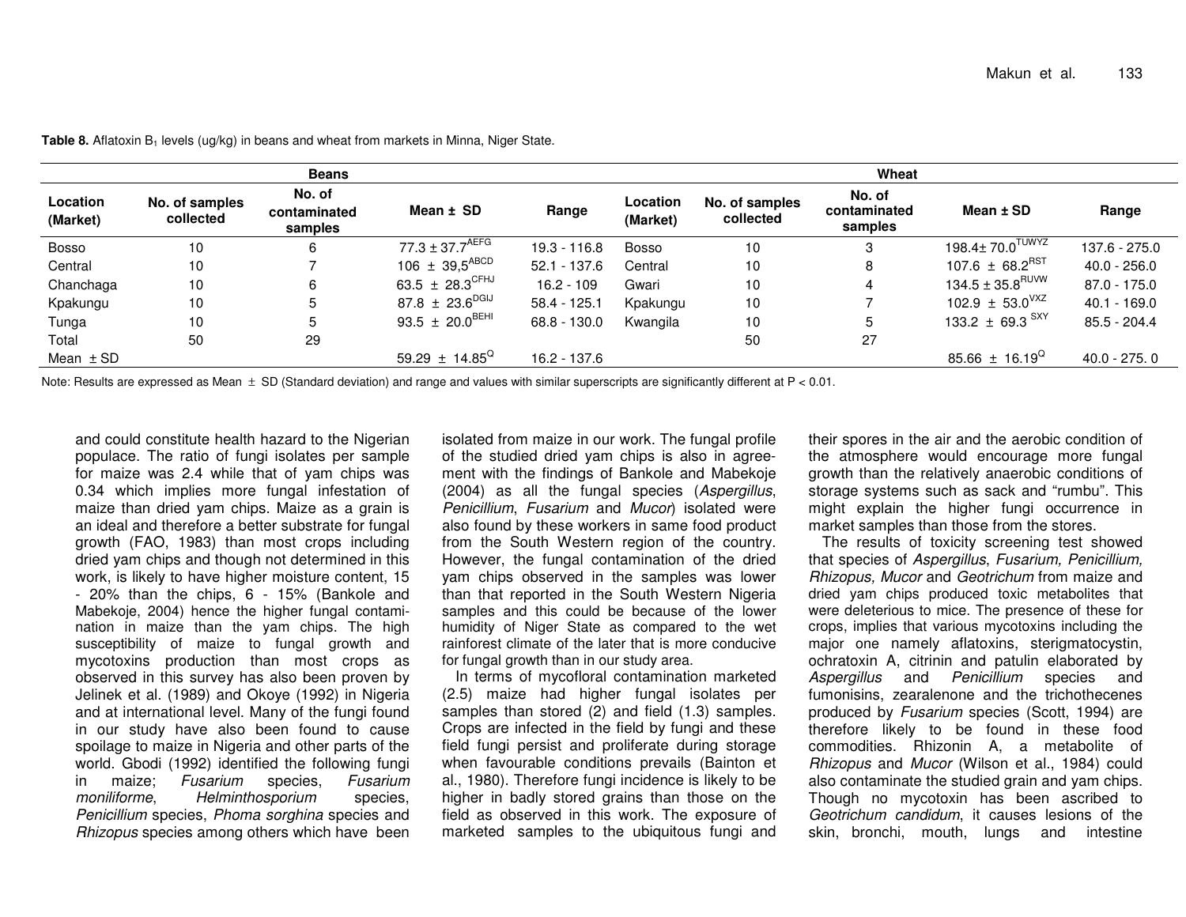**Table 8.** Aflatoxin $B_1$ levels (ug/kg) in beans and wheat from markets in Minna, Niger State.

| Beans | | | | | Wheat | | | | |
|---|---|---|---|---|---|---|---|---|---|
| Location (Market) | No. of samples collected | No. of contaminated samples | Mean ± SD | Range | Location (Market) | No. of samples collected | No. of contaminated samples | Mean ± SD | Range |
| Bosso | 10 | 6 | $77.3 \pm 37.7^{AEFG}$ | 19.3 - 116.8 | Bosso | 10 | 3 | $198.4 \pm 70.0^{TUWYZ}$ | 137.6 - 275.0 |
| Central | 10 | 7 | $106 \pm 39{,}5^{ABCD}$ | 52.1 - 137.6 | Central | 10 | 8 | $107.6 \pm 68.2^{RST}$ | 40.0 - 256.0 |
| Chanchaga | 10 | 6 | $63.5 \pm 28.3^{CFHJ}$ | 16.2 - 109 | Gwari | 10 | 4 | $134.5 \pm 35.8^{RUVW}$ | 87.0 - 175.0 |
| Kpakungu | 10 | 5 | $87.8 \pm 23.6^{DGIJ}$ | 58.4 - 125.1 | Kpakungu | 10 | 7 | $102.9 \pm 53.0^{VXZ}$ | 40.1 - 169.0 |
| Tunga | 10 | 5 | $93.5 \pm 20.0^{BEHI}$ | 68.8 - 130.0 | Kwangila | 10 | 5 | $133.2 \pm 69.3^{SXY}$ | 85.5 - 204.4 |
| Total | 50 | 29 | | | | 50 | 27 | | |
| Mean ± SD | | | $59.29 \pm 14.85^{Q}$ | 16.2 - 137.6 | | | | $85.66 \pm 16.19^{Q}$ | 40.0 - 275. 0 |

Note: Results are expressed as Mean ± SD (Standard deviation) and range and values with similar superscripts are significantly different at $P < 0.01$.

and could constitute health hazard to the Nigerian populace. The ratio of fungi isolates per sample for maize was 2.4 while that of yam chips was 0.34 which implies more fungal infestation of maize than dried yam chips. Maize as a grain is an ideal and therefore a better substrate for fungal growth (FAO, 1983) than most crops including dried yam chips and though not determined in this work, is likely to have higher moisture content, 15 - 20% than the chips, 6 - 15% (Bankole and Mabekoje, 2004) hence the higher fungal contamination in maize than the yam chips. The high susceptibility of maize to fungal growth and mycotoxins production than most crops as observed in this survey has also been proven by Jelinek et al. (1989) and Okoye (1992) in Nigeria and at international level. Many of the fungi found in our study have also been found to cause spoilage to maize in Nigeria and other parts of the world. Gbodi (1992) identified the following fungi in maize; *Fusarium* species, *Fusarium moniliforme*, *Helminthosporium* species, *Penicillium* species, *Phoma sorghina* species and *Rhizopus* species among others which have been isolated from maize in our work. The fungal profile of the studied dried yam chips is also in agreement with the findings of Bankole and Mabekoje (2004) as all the fungal species (*Aspergillus*, *Penicillium*, *Fusarium* and *Mucor*) isolated were also found by these workers in same food product from the South Western region of the country. However, the fungal contamination of the dried yam chips observed in the samples was lower than that reported in the South Western Nigeria samples and this could be because of the lower humidity of Niger State as compared to the wet rainforest climate of the later that is more conducive for fungal growth than in our study area.

In terms of mycofloral contamination marketed (2.5) maize had higher fungal isolates per samples than stored (2) and field (1.3) samples. Crops are infected in the field by fungi and these field fungi persist and proliferate during storage when favourable conditions prevails (Bainton et al., 1980). Therefore fungi incidence is likely to be higher in badly stored grains than those on the field as observed in this work. The exposure of marketed samples to the ubiquitous fungi and their spores in the air and the aerobic condition of the atmosphere would encourage more fungal growth than the relatively anaerobic conditions of storage systems such as sack and "rumbu". This might explain the higher fungi occurrence in market samples than those from the stores.

The results of toxicity screening test showed that species of *Aspergillus*, *Fusarium, Penicillium, Rhizopus, Mucor* and *Geotrichum* from maize and dried yam chips produced toxic metabolites that were deleterious to mice. The presence of these for crops, implies that various mycotoxins including the major one namely aflatoxins, sterigmatocystin, ochratoxin A, citrinin and patulin elaborated by *Aspergillus* and *Penicillium* species and fumonisins, zearalenone and the trichothecenes produced by *Fusarium* species (Scott, 1994) are therefore likely to be found in these food commodities. Rhizonin A, a metabolite of *Rhizopus* and *Mucor* (Wilson et al., 1984) could also contaminate the studied grain and yam chips. Though no mycotoxin has been ascribed to *Geotrichum candidum*, it causes lesions of the skin, bronchi, mouth, lungs and intestine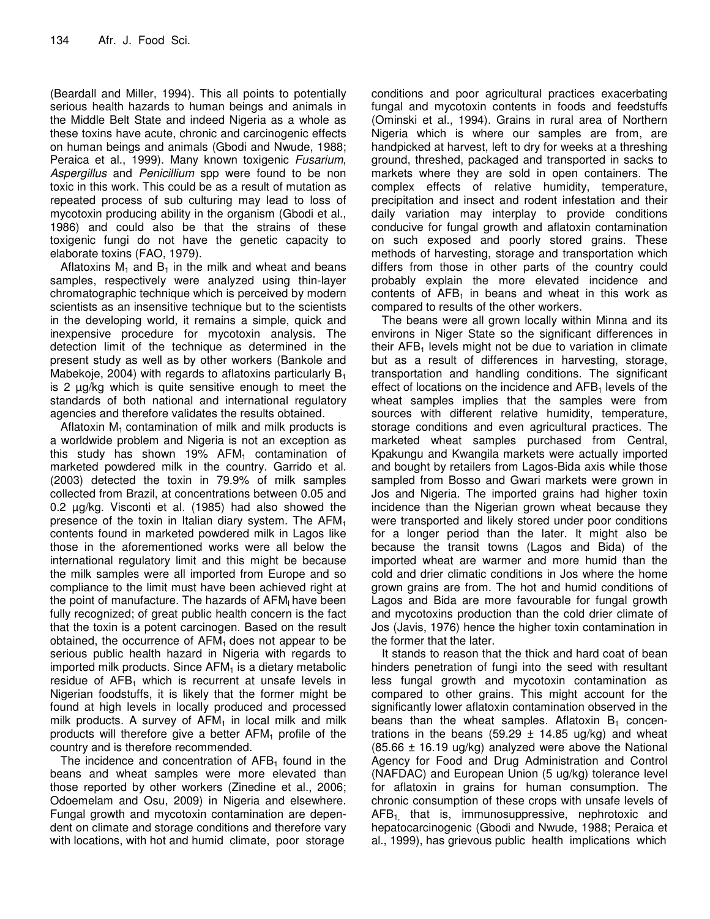(Beardall and Miller, 1994). This all points to potentially serious health hazards to human beings and animals in the Middle Belt State and indeed Nigeria as a whole as these toxins have acute, chronic and carcinogenic effects on human beings and animals (Gbodi and Nwude, 1988; Peraica et al., 1999). Many known toxigenic *Fusarium*, *Aspergillus* and *Penicillium* spp were found to be non toxic in this work. This could be as a result of mutation as repeated process of sub culturing may lead to loss of mycotoxin producing ability in the organism (Gbodi et al., 1986) and could also be that the strains of these toxigenic fungi do not have the genetic capacity to elaborate toxins (FAO, 1979).

Aflatoxins $M_1$ and $B_1$ in the milk and wheat and beans samples, respectively were analyzed using thin-layer chromatographic technique which is perceived by modern scientists as an insensitive technique but to the scientists in the developing world, it remains a simple, quick and inexpensive procedure for mycotoxin analysis. The detection limit of the technique as determined in the present study as well as by other workers (Bankole and Mabekoje, 2004) with regards to aflatoxins particularly $B_1$ is 2 µg/kg which is quite sensitive enough to meet the standards of both national and international regulatory agencies and therefore validates the results obtained.

Aflatoxin $M_1$ contamination of milk and milk products is a worldwide problem and Nigeria is not an exception as this study has shown 19% $AFM_1$ contamination of marketed powdered milk in the country. Garrido et al. (2003) detected the toxin in 79.9% of milk samples collected from Brazil, at concentrations between 0.05 and 0.2 µg/kg. Visconti et al. (1985) had also showed the presence of the toxin in Italian diary system. The $AFM_1$ contents found in marketed powdered milk in Lagos like those in the aforementioned works were all below the international regulatory limit and this might be because the milk samples were all imported from Europe and so compliance to the limit must have been achieved right at the point of manufacture. The hazards of $AFM_l$ have been fully recognized; of great public health concern is the fact that the toxin is a potent carcinogen. Based on the result obtained, the occurrence of $AFM_1$ does not appear to be serious public health hazard in Nigeria with regards to imported milk products. Since $AFM_1$ is a dietary metabolic residue of $AFB_1$ which is recurrent at unsafe levels in Nigerian foodstuffs, it is likely that the former might be found at high levels in locally produced and processed milk products. A survey of $AFM_1$ in local milk and milk products will therefore give a better $AFM_1$ profile of the country and is therefore recommended.

The incidence and concentration of $AFB_1$ found in the beans and wheat samples were more elevated than those reported by other workers (Zinedine et al., 2006; Odoemelam and Osu, 2009) in Nigeria and elsewhere. Fungal growth and mycotoxin contamination are dependent on climate and storage conditions and therefore vary with locations, with hot and humid climate, poor storage conditions and poor agricultural practices exacerbating fungal and mycotoxin contents in foods and feedstuffs (Ominski et al., 1994). Grains in rural area of Northern Nigeria which is where our samples are from, are handpicked at harvest, left to dry for weeks at a threshing ground, threshed, packaged and transported in sacks to markets where they are sold in open containers. The complex effects of relative humidity, temperature, precipitation and insect and rodent infestation and their daily variation may interplay to provide conditions conducive for fungal growth and aflatoxin contamination on such exposed and poorly stored grains. These methods of harvesting, storage and transportation which differs from those in other parts of the country could probably explain the more elevated incidence and contents of $AFB_1$ in beans and wheat in this work as compared to results of the other workers.

The beans were all grown locally within Minna and its environs in Niger State so the significant differences in their $AFB_1$ levels might not be due to variation in climate but as a result of differences in harvesting, storage, transportation and handling conditions. The significant effect of locations on the incidence and $AFB_1$ levels of the wheat samples implies that the samples were from sources with different relative humidity, temperature, storage conditions and even agricultural practices. The marketed wheat samples purchased from Central, Kpakungu and Kwangila markets were actually imported and bought by retailers from Lagos-Bida axis while those sampled from Bosso and Gwari markets were grown in Jos and Nigeria. The imported grains had higher toxin incidence than the Nigerian grown wheat because they were transported and likely stored under poor conditions for a longer period than the later. It might also be because the transit towns (Lagos and Bida) of the imported wheat are warmer and more humid than the cold and drier climatic conditions in Jos where the home grown grains are from. The hot and humid conditions of Lagos and Bida are more favourable for fungal growth and mycotoxins production than the cold drier climate of Jos (Javis, 1976) hence the higher toxin contamination in the former that the later.

It stands to reason that the thick and hard coat of bean hinders penetration of fungi into the seed with resultant less fungal growth and mycotoxin contamination as compared to other grains. This might account for the significantly lower aflatoxin contamination observed in the beans than the wheat samples. Aflatoxin $B_1$ concentrations in the beans ($59.29 \pm 14.85$ ug/kg) and wheat ($85.66 \pm 16.19$ ug/kg) analyzed were above the National Agency for Food and Drug Administration and Control (NAFDAC) and European Union (5 ug/kg) tolerance level for aflatoxin in grains for human consumption. The chronic consumption of these crops with unsafe levels of $AFB_1$, that is, immunosuppressive, nephrotoxic and hepatocarcinogenic (Gbodi and Nwude, 1988; Peraica et al., 1999), has grievous public health implications which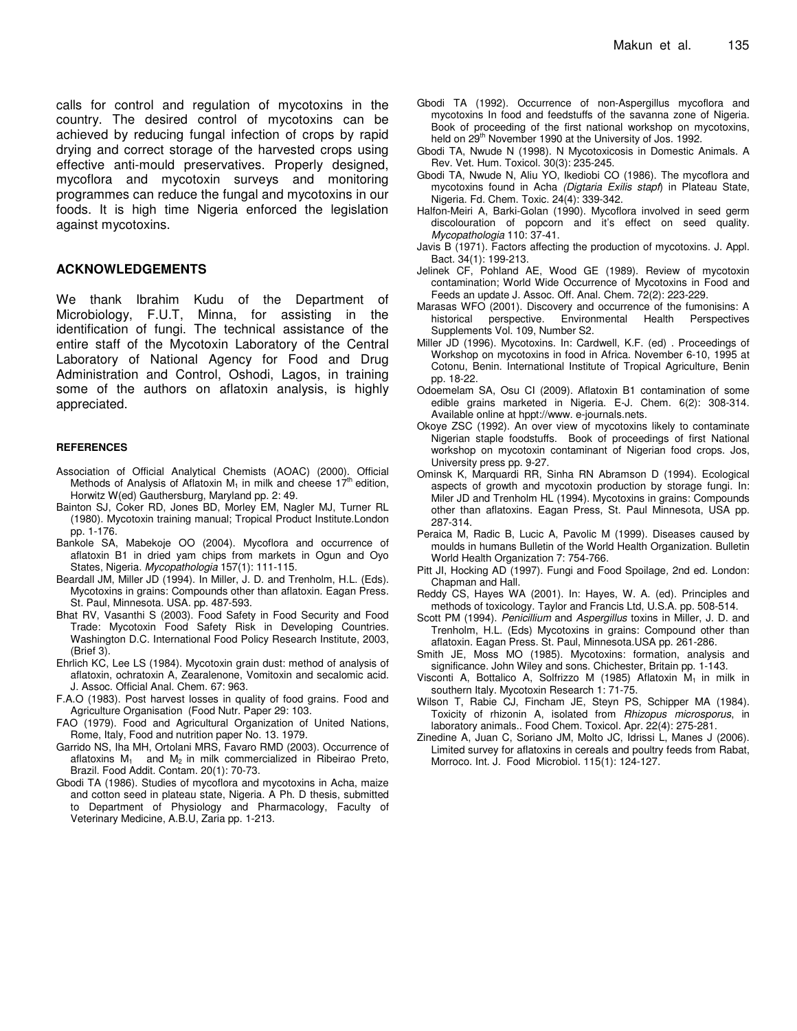calls for control and regulation of mycotoxins in the country. The desired control of mycotoxins can be achieved by reducing fungal infection of crops by rapid drying and correct storage of the harvested crops using effective anti-mould preservatives. Properly designed, mycoflora and mycotoxin surveys and monitoring programmes can reduce the fungal and mycotoxins in our foods. It is high time Nigeria enforced the legislation against mycotoxins.

## ACKNOWLEDGEMENTS

We thank Ibrahim Kudu of the Department of Microbiology, F.U.T, Minna, for assisting in the identification of fungi. The technical assistance of the entire staff of the Mycotoxin Laboratory of the Central Laboratory of National Agency for Food and Drug Administration and Control, Oshodi, Lagos, in training some of the authors on aflatoxin analysis, is highly appreciated.

## REFERENCES

Association of Official Analytical Chemists (AOAC) (2000). Official Methods of Analysis of Aflatoxin $M_1$ in milk and cheese 17[th] edition, Horwitz W(ed) Gauthersburg, Maryland pp. 2: 49.

Bainton SJ, Coker RD, Jones BD, Morley EM, Nagler MJ, Turner RL (1980). Mycotoxin training manual; Tropical Product Institute.London pp. 1-176.

Bankole SA, Mabekoje OO (2004). Mycoflora and occurrence of aflatoxin B1 in dried yam chips from markets in Ogun and Oyo States, Nigeria. *Mycopathologia* 157(1): 111-115.

Beardall JM, Miller JD (1994). In Miller, J. D. and Trenholm, H.L. (Eds). Mycotoxins in grains: Compounds other than aflatoxin. Eagan Press. St. Paul, Minnesota. USA. pp. 487-593.

Bhat RV, Vasanthi S (2003). Food Safety in Food Security and Food Trade: Mycotoxin Food Safety Risk in Developing Countries. Washington D.C. International Food Policy Research Institute, 2003, (Brief 3).

Ehrlich KC, Lee LS (1984). Mycotoxin grain dust: method of analysis of aflatoxin, ochratoxin A, Zearalenone, Vomitoxin and secalomic acid. J. Assoc. Official Anal. Chem. 67: 963.

F.A.O (1983). Post harvest losses in quality of food grains. Food and Agriculture Organisation (Food Nutr. Paper 29: 103.

FAO (1979). Food and Agricultural Organization of United Nations, Rome, Italy, Food and nutrition paper No. 13. 1979.

Garrido NS, Iha MH, Ortolani MRS, Favaro RMD (2003). Occurrence of aflatoxins $M_1$ and $M_2$ in milk commercialized in Ribeirao Preto, Brazil. Food Addit. Contam. 20(1): 70-73.

Gbodi TA (1986). Studies of mycoflora and mycotoxins in Acha, maize and cotton seed in plateau state, Nigeria. A Ph. D thesis, submitted to Department of Physiology and Pharmacology, Faculty of Veterinary Medicine, A.B.U, Zaria pp. 1-213.

Gbodi TA (1992). Occurrence of non-Aspergillus mycoflora and mycotoxins In food and feedstuffs of the savanna zone of Nigeria. Book of proceeding of the first national workshop on mycotoxins, held on 29[th] November 1990 at the University of Jos. 1992.

Gbodi TA, Nwude N (1998). N Mycotoxicosis in Domestic Animals. A Rev. Vet. Hum. Toxicol. 30(3): 235-245.

Gbodi TA, Nwude N, Aliu YO, Ikediobi CO (1986). The mycoflora and mycotoxins found in Acha *(Digtaria Exilis stapf)* in Plateau State, Nigeria. Fd. Chem. Toxic. 24(4): 339-342.

Halfon-Meiri A, Barki-Golan (1990). Mycoflora involved in seed germ discolouration of popcorn and it's effect on seed quality. *Mycopathologia* 110: 37-41.

Javis B (1971). Factors affecting the production of mycotoxins. J. Appl. Bact. 34(1): 199-213.

Jelinek CF, Pohland AE, Wood GE (1989). Review of mycotoxin contamination; World Wide Occurrence of Mycotoxins in Food and Feeds an update J. Assoc. Off. Anal. Chem. 72(2): 223-229.

Marasas WFO (2001). Discovery and occurrence of the fumonisins: A historical perspective. Environmental Health Perspectives Supplements Vol. 109, Number S2.

Miller JD (1996). Mycotoxins. In: Cardwell, K.F. (ed) . Proceedings of Workshop on mycotoxins in food in Africa. November 6-10, 1995 at Cotonu, Benin. International Institute of Tropical Agriculture, Benin pp. 18-22.

Odoemelam SA, Osu CI (2009). Aflatoxin B1 contamination of some edible grains marketed in Nigeria. E-J. Chem. 6(2): 308-314. Available online at hppt://www. e-journals.nets.

Okoye ZSC (1992). An over view of mycotoxins likely to contaminate Nigerian staple foodstuffs. Book of proceedings of first National workshop on mycotoxin contaminant of Nigerian food crops. Jos, University press pp. 9-27.

Ominsk K, Marquardi RR, Sinha RN Abramson D (1994). Ecological aspects of growth and mycotoxin production by storage fungi. In: Miler JD and Trenholm HL (1994). Mycotoxins in grains: Compounds other than aflatoxins. Eagan Press, St. Paul Minnesota, USA pp. 287-314.

Peraica M, Radic B, Lucic A, Pavolic M (1999). Diseases caused by moulds in humans Bulletin of the World Health Organization. Bulletin World Health Organization 7: 754-766.

Pitt JI, Hocking AD (1997). Fungi and Food Spoilage, 2nd ed. London: Chapman and Hall.

Reddy CS, Hayes WA (2001). In: Hayes, W. A. (ed). Principles and methods of toxicology. Taylor and Francis Ltd, U.S.A. pp. 508-514.

Scott PM (1994). *Penicillium* and *Aspergillus* toxins in Miller, J. D. and Trenholm, H.L. (Eds) Mycotoxins in grains: Compound other than aflatoxin. Eagan Press. St. Paul, Minnesota.USA pp. 261-286.

Smith JE, Moss MO (1985). Mycotoxins: formation, analysis and significance. John Wiley and sons. Chichester, Britain pp. 1-143.

Visconti A, Bottalico A, Solfrizzo M (1985) Aflatoxin $M_1$ in milk in southern Italy. Mycotoxin Research 1: 71-75.

Wilson T, Rabie CJ, Fincham JE, Steyn PS, Schipper MA (1984). Toxicity of rhizonin A, isolated from *Rhizopus microsporus*, in laboratory animals.. Food Chem. Toxicol. Apr. 22(4): 275-281.

Zinedine A, Juan C, Soriano JM, Molto JC, Idrissi L, Manes J (2006). Limited survey for aflatoxins in cereals and poultry feeds from Rabat, Morroco. Int. J. Food Microbiol. 115(1): 124-127.